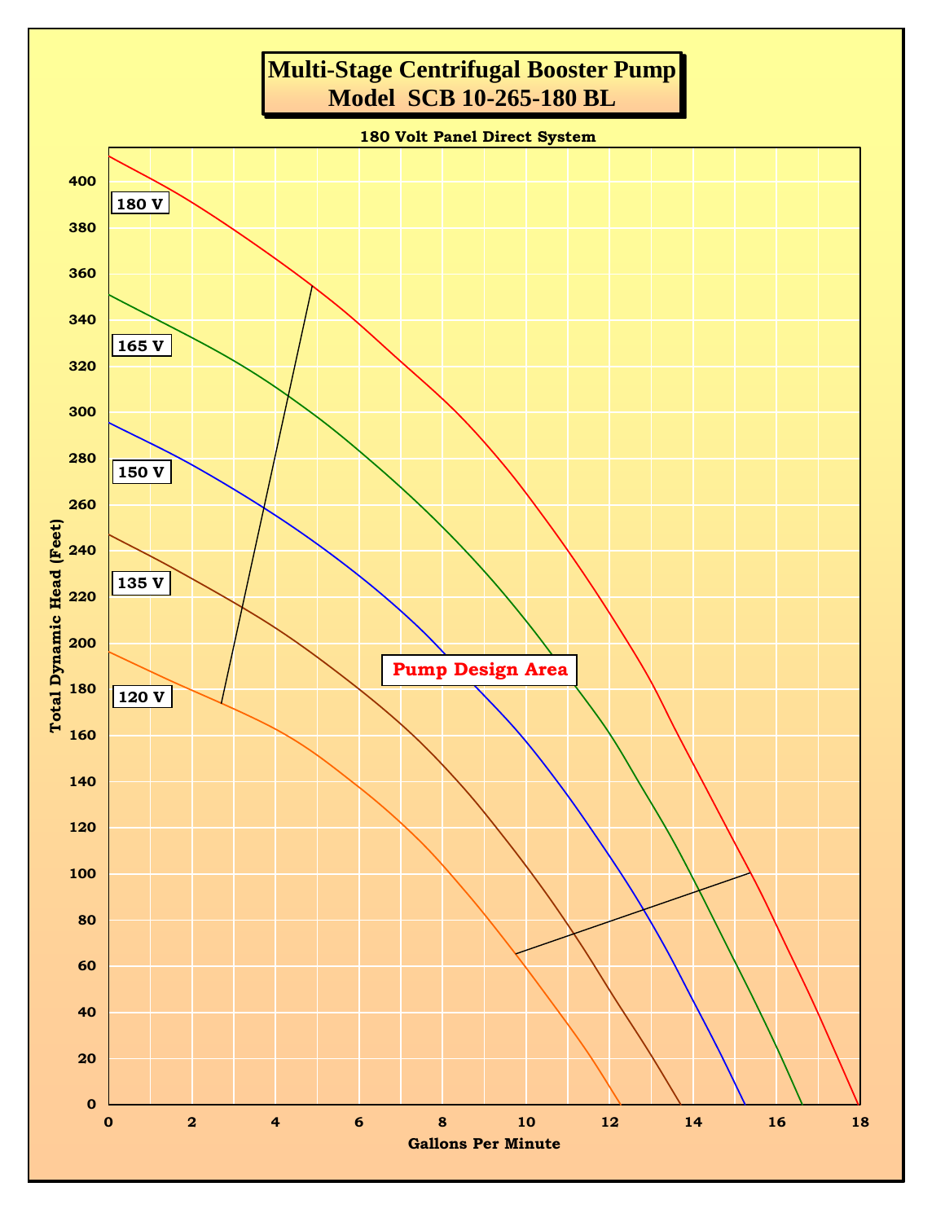# Multi-Stage Centrifugal Booster Pump
## Model SCB 10-265-180 BL

180 Volt Panel Direct System

Total Dynamic Head (Feet)

400
380
360
340
320
300
280
260
240
220
200
180
160
140
120
100
80
60
40
20
0

180 V

165 V

150 V

135 V

120 V

Pump Design Area

0 2 4 6 8 10 12 14 16 18

Gallons Per Minute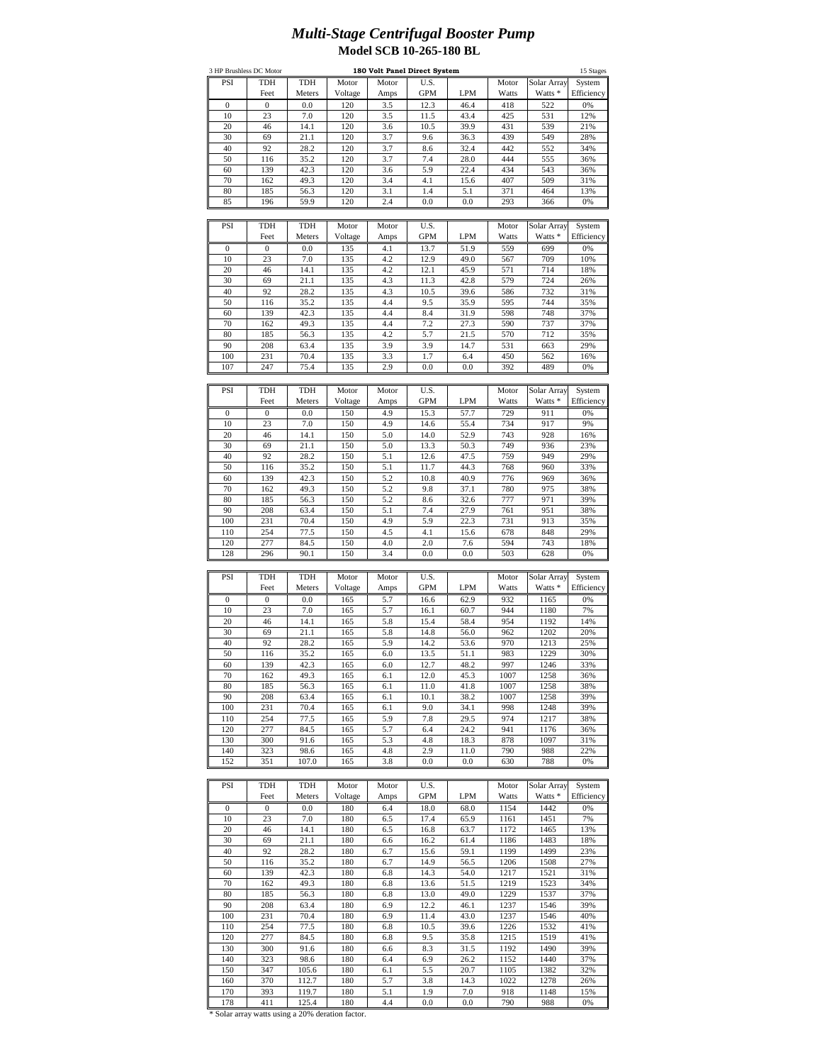# *Multi-Stage Centrifugal Booster Pump*

**Model SCB 10-265-180 BL**

3 HP Brushless DC Motor — **180 Volt Panel Direct System** — 15 Stages

| PSI | TDH Feet | TDH Meters | Motor Voltage | Motor Amps | U.S. GPM | LPM | Motor Watts | Solar Array Watts * | System Efficiency |
|---|---|---|---|---|---|---|---|---|---|
| 0 | 0 | 0.0 | 120 | 3.5 | 12.3 | 46.4 | 418 | 522 | 0% |
| 10 | 23 | 7.0 | 120 | 3.5 | 11.5 | 43.4 | 425 | 531 | 12% |
| 20 | 46 | 14.1 | 120 | 3.6 | 10.5 | 39.9 | 431 | 539 | 21% |
| 30 | 69 | 21.1 | 120 | 3.7 | 9.6 | 36.3 | 439 | 549 | 28% |
| 40 | 92 | 28.2 | 120 | 3.7 | 8.6 | 32.4 | 442 | 552 | 34% |
| 50 | 116 | 35.2 | 120 | 3.7 | 7.4 | 28.0 | 444 | 555 | 36% |
| 60 | 139 | 42.3 | 120 | 3.6 | 5.9 | 22.4 | 434 | 543 | 36% |
| 70 | 162 | 49.3 | 120 | 3.4 | 4.1 | 15.6 | 407 | 509 | 31% |
| 80 | 185 | 56.3 | 120 | 3.1 | 1.4 | 5.1 | 371 | 464 | 13% |
| 85 | 196 | 59.9 | 120 | 2.4 | 0.0 | 0.0 | 293 | 366 | 0% |

| PSI | TDH Feet | TDH Meters | Motor Voltage | Motor Amps | U.S. GPM | LPM | Motor Watts | Solar Array Watts * | System Efficiency |
|---|---|---|---|---|---|---|---|---|---|
| 0 | 0 | 0.0 | 135 | 4.1 | 13.7 | 51.9 | 559 | 699 | 0% |
| 10 | 23 | 7.0 | 135 | 4.2 | 12.9 | 49.0 | 567 | 709 | 10% |
| 20 | 46 | 14.1 | 135 | 4.2 | 12.1 | 45.9 | 571 | 714 | 18% |
| 30 | 69 | 21.1 | 135 | 4.3 | 11.3 | 42.8 | 579 | 724 | 26% |
| 40 | 92 | 28.2 | 135 | 4.3 | 10.5 | 39.6 | 586 | 732 | 31% |
| 50 | 116 | 35.2 | 135 | 4.4 | 9.5 | 35.9 | 595 | 744 | 35% |
| 60 | 139 | 42.3 | 135 | 4.4 | 8.4 | 31.9 | 598 | 748 | 37% |
| 70 | 162 | 49.3 | 135 | 4.4 | 7.2 | 27.3 | 590 | 737 | 37% |
| 80 | 185 | 56.3 | 135 | 4.2 | 5.7 | 21.5 | 570 | 712 | 35% |
| 90 | 208 | 63.4 | 135 | 3.9 | 3.9 | 14.7 | 531 | 663 | 29% |
| 100 | 231 | 70.4 | 135 | 3.3 | 1.7 | 6.4 | 450 | 562 | 16% |
| 107 | 247 | 75.4 | 135 | 2.9 | 0.0 | 0.0 | 392 | 489 | 0% |

| PSI | TDH Feet | TDH Meters | Motor Voltage | Motor Amps | U.S. GPM | LPM | Motor Watts | Solar Array Watts * | System Efficiency |
|---|---|---|---|---|---|---|---|---|---|
| 0 | 0 | 0.0 | 150 | 4.9 | 15.3 | 57.7 | 729 | 911 | 0% |
| 10 | 23 | 7.0 | 150 | 4.9 | 14.6 | 55.4 | 734 | 917 | 9% |
| 20 | 46 | 14.1 | 150 | 5.0 | 14.0 | 52.9 | 743 | 928 | 16% |
| 30 | 69 | 21.1 | 150 | 5.0 | 13.3 | 50.3 | 749 | 936 | 23% |
| 40 | 92 | 28.2 | 150 | 5.1 | 12.6 | 47.5 | 759 | 949 | 29% |
| 50 | 116 | 35.2 | 150 | 5.1 | 11.7 | 44.3 | 768 | 960 | 33% |
| 60 | 139 | 42.3 | 150 | 5.2 | 10.8 | 40.9 | 776 | 969 | 36% |
| 70 | 162 | 49.3 | 150 | 5.2 | 9.8 | 37.1 | 780 | 975 | 38% |
| 80 | 185 | 56.3 | 150 | 5.2 | 8.6 | 32.6 | 777 | 971 | 39% |
| 90 | 208 | 63.4 | 150 | 5.1 | 7.4 | 27.9 | 761 | 951 | 38% |
| 100 | 231 | 70.4 | 150 | 4.9 | 5.9 | 22.3 | 731 | 913 | 35% |
| 110 | 254 | 77.5 | 150 | 4.5 | 4.1 | 15.6 | 678 | 848 | 29% |
| 120 | 277 | 84.5 | 150 | 4.0 | 2.0 | 7.6 | 594 | 743 | 18% |
| 128 | 296 | 90.1 | 150 | 3.4 | 0.0 | 0.0 | 503 | 628 | 0% |

| PSI | TDH Feet | TDH Meters | Motor Voltage | Motor Amps | U.S. GPM | LPM | Motor Watts | Solar Array Watts * | System Efficiency |
|---|---|---|---|---|---|---|---|---|---|
| 0 | 0 | 0.0 | 165 | 5.7 | 16.6 | 62.9 | 932 | 1165 | 0% |
| 10 | 23 | 7.0 | 165 | 5.7 | 16.1 | 60.7 | 944 | 1180 | 7% |
| 20 | 46 | 14.1 | 165 | 5.8 | 15.4 | 58.4 | 954 | 1192 | 14% |
| 30 | 69 | 21.1 | 165 | 5.8 | 14.8 | 56.0 | 962 | 1202 | 20% |
| 40 | 92 | 28.2 | 165 | 5.9 | 14.2 | 53.6 | 970 | 1213 | 25% |
| 50 | 116 | 35.2 | 165 | 6.0 | 13.5 | 51.1 | 983 | 1229 | 30% |
| 60 | 139 | 42.3 | 165 | 6.0 | 12.7 | 48.2 | 997 | 1246 | 33% |
| 70 | 162 | 49.3 | 165 | 6.1 | 12.0 | 45.3 | 1007 | 1258 | 36% |
| 80 | 185 | 56.3 | 165 | 6.1 | 11.0 | 41.8 | 1007 | 1258 | 38% |
| 90 | 208 | 63.4 | 165 | 6.1 | 10.1 | 38.2 | 1007 | 1258 | 39% |
| 100 | 231 | 70.4 | 165 | 6.1 | 9.0 | 34.1 | 998 | 1248 | 39% |
| 110 | 254 | 77.5 | 165 | 5.9 | 7.8 | 29.5 | 974 | 1217 | 38% |
| 120 | 277 | 84.5 | 165 | 5.7 | 6.4 | 24.2 | 941 | 1176 | 36% |
| 130 | 300 | 91.6 | 165 | 5.3 | 4.8 | 18.3 | 878 | 1097 | 31% |
| 140 | 323 | 98.6 | 165 | 4.8 | 2.9 | 11.0 | 790 | 988 | 22% |
| 152 | 351 | 107.0 | 165 | 3.8 | 0.0 | 0.0 | 630 | 788 | 0% |

| PSI | TDH Feet | TDH Meters | Motor Voltage | Motor Amps | U.S. GPM | LPM | Motor Watts | Solar Array Watts * | System Efficiency |
|---|---|---|---|---|---|---|---|---|---|
| 0 | 0 | 0.0 | 180 | 6.4 | 18.0 | 68.0 | 1154 | 1442 | 0% |
| 10 | 23 | 7.0 | 180 | 6.5 | 17.4 | 65.9 | 1161 | 1451 | 7% |
| 20 | 46 | 14.1 | 180 | 6.5 | 16.8 | 63.7 | 1172 | 1465 | 13% |
| 30 | 69 | 21.1 | 180 | 6.6 | 16.2 | 61.4 | 1186 | 1483 | 18% |
| 40 | 92 | 28.2 | 180 | 6.7 | 15.6 | 59.1 | 1199 | 1499 | 23% |
| 50 | 116 | 35.2 | 180 | 6.7 | 14.9 | 56.5 | 1206 | 1508 | 27% |
| 60 | 139 | 42.3 | 180 | 6.8 | 14.3 | 54.0 | 1217 | 1521 | 31% |
| 70 | 162 | 49.3 | 180 | 6.8 | 13.6 | 51.5 | 1219 | 1523 | 34% |
| 80 | 185 | 56.3 | 180 | 6.8 | 13.0 | 49.0 | 1229 | 1537 | 37% |
| 90 | 208 | 63.4 | 180 | 6.9 | 12.2 | 46.1 | 1237 | 1546 | 39% |
| 100 | 231 | 70.4 | 180 | 6.9 | 11.4 | 43.0 | 1237 | 1546 | 40% |
| 110 | 254 | 77.5 | 180 | 6.8 | 10.5 | 39.6 | 1226 | 1532 | 41% |
| 120 | 277 | 84.5 | 180 | 6.8 | 9.5 | 35.8 | 1215 | 1519 | 41% |
| 130 | 300 | 91.6 | 180 | 6.6 | 8.3 | 31.5 | 1192 | 1490 | 39% |
| 140 | 323 | 98.6 | 180 | 6.4 | 6.9 | 26.2 | 1152 | 1440 | 37% |
| 150 | 347 | 105.6 | 180 | 6.1 | 5.5 | 20.7 | 1105 | 1382 | 32% |
| 160 | 370 | 112.7 | 180 | 5.7 | 3.8 | 14.3 | 1022 | 1278 | 26% |
| 170 | 393 | 119.7 | 180 | 5.1 | 1.9 | 7.0 | 918 | 1148 | 15% |
| 178 | 411 | 125.4 | 180 | 4.4 | 0.0 | 0.0 | 790 | 988 | 0% |

* Solar array watts using a 20% deration factor.